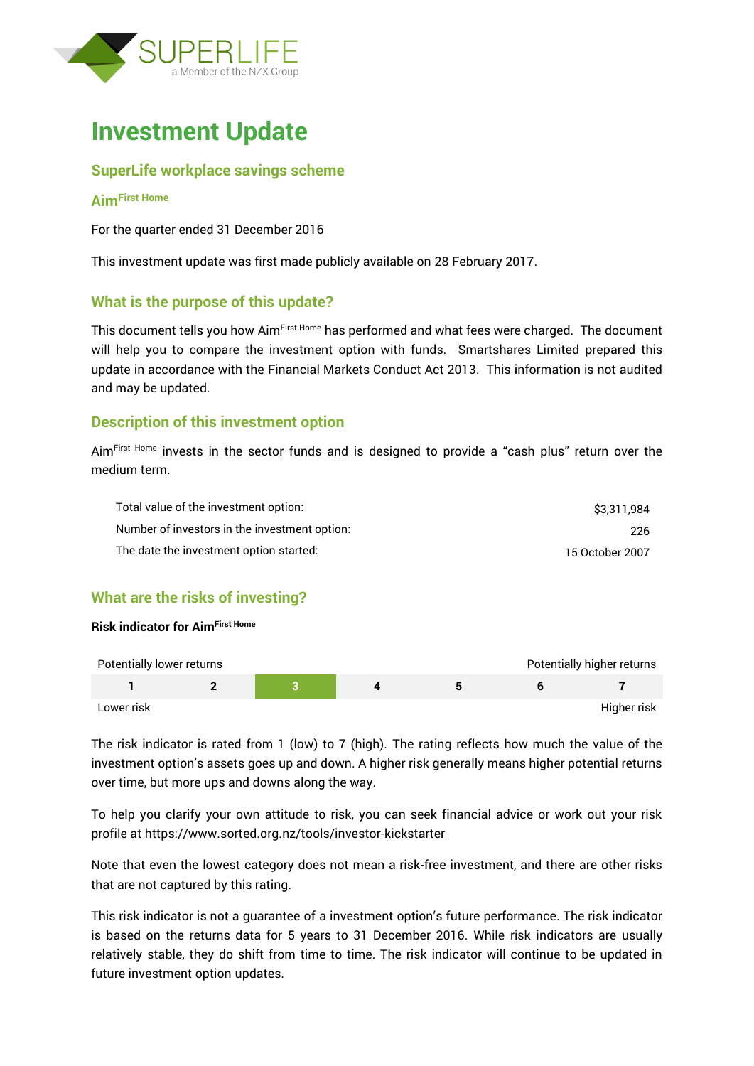SUPERLIFE
a Member of the NZX Group

# Investment Update

## SuperLife workplace savings scheme

### Aim First Home

For the quarter ended 31 December 2016

This investment update was first made publicly available on 28 February 2017.

## What is the purpose of this update?

This document tells you how Aim First Home has performed and what fees were charged. The document will help you to compare the investment option with funds. Smartshares Limited prepared this update in accordance with the Financial Markets Conduct Act 2013. This information is not audited and may be updated.

## Description of this investment option

Aim First Home invests in the sector funds and is designed to provide a "cash plus" return over the medium term.

| | |
|---|---|
| Total value of the investment option: | $3,311,984 |
| Number of investors in the investment option: | 226 |
| The date the investment option started: | 15 October 2007 |

## What are the risks of investing?

**Risk indicator for Aim First Home**

| Potentially lower returns | | | | | | Potentially higher returns |
|---|---|---|---|---|---|---|
| 1 | 2 | **3** | 4 | 5 | 6 | 7 |
| Lower risk | | | | | | Higher risk |

The risk indicator is rated from 1 (low) to 7 (high). The rating reflects how much the value of the investment option's assets goes up and down. A higher risk generally means higher potential returns over time, but more ups and downs along the way.

To help you clarify your own attitude to risk, you can seek financial advice or work out your risk profile at https://www.sorted.org.nz/tools/investor-kickstarter

Note that even the lowest category does not mean a risk-free investment, and there are other risks that are not captured by this rating.

This risk indicator is not a guarantee of a investment option's future performance. The risk indicator is based on the returns data for 5 years to 31 December 2016. While risk indicators are usually relatively stable, they do shift from time to time. The risk indicator will continue to be updated in future investment option updates.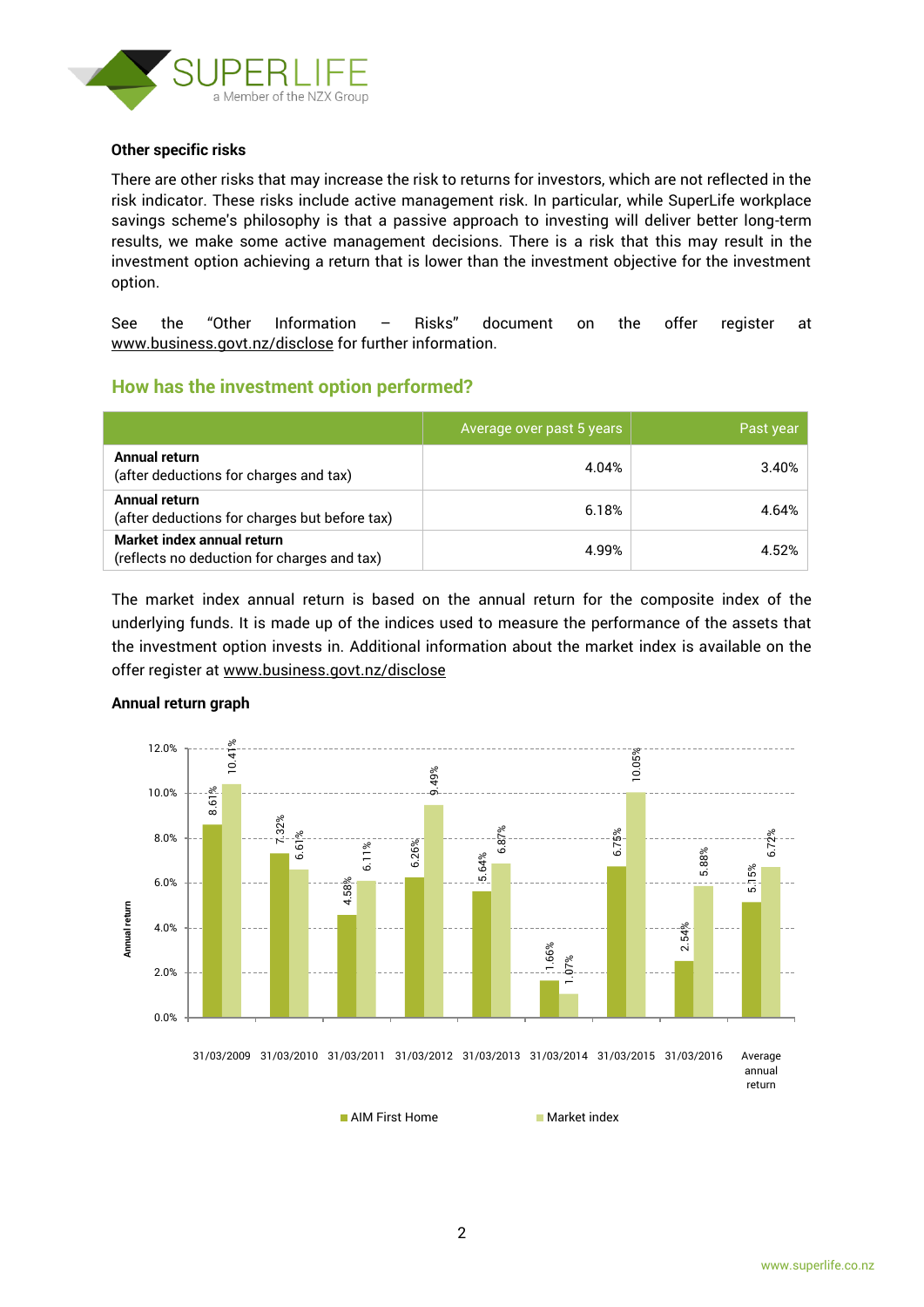### Other specific risks

There are other risks that may increase the risk to returns for investors, which are not reflected in the risk indicator. These risks include active management risk. In particular, while SuperLife workplace savings scheme's philosophy is that a passive approach to investing will deliver better long-term results, we make some active management decisions. There is a risk that this may result in the investment option achieving a return that is lower than the investment objective for the investment option.

See the "Other Information – Risks" document on the offer register at www.business.govt.nz/disclose for further information.

## How has the investment option performed?

| | Average over past 5 years | Past year |
|---|---|---|
| **Annual return** (after deductions for charges and tax) | 4.04% | 3.40% |
| **Annual return** (after deductions for charges but before tax) | 6.18% | 4.64% |
| **Market index annual return** (reflects no deduction for charges and tax) | 4.99% | 4.52% |

The market index annual return is based on the annual return for the composite index of the underlying funds. It is made up of the indices used to measure the performance of the assets that the investment option invests in. Additional information about the market index is available on the offer register at www.business.govt.nz/disclose

### Annual return graph

| | AIM First Home | Market index |
|---|---|---|
| 31/03/2009 | 8.61% | 10.41% |
| 31/03/2010 | 7.32% | 6.61% |
| 31/03/2011 | 4.58% | 6.11% |
| 31/03/2012 | 6.26% | 9.49% |
| 31/03/2013 | 5.64% | 6.87% |
| 31/03/2014 | 1.66% | 1.07% |
| 31/03/2015 | 6.75% | 10.05% |
| 31/03/2016 | 2.54% | 5.88% |
| Average annual return | 5.15% | 6.72% |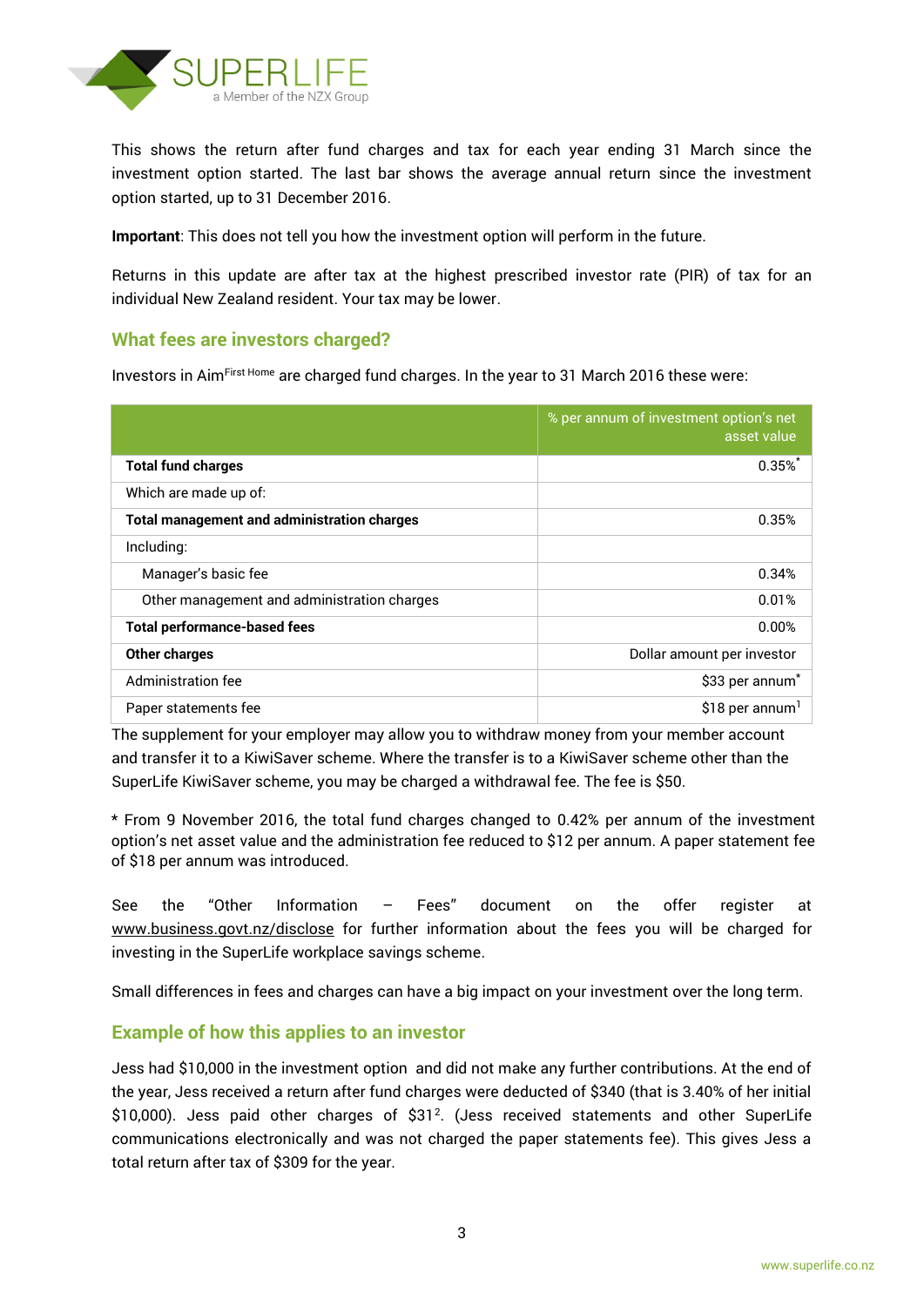This shows the return after fund charges and tax for each year ending 31 March since the investment option started. The last bar shows the average annual return since the investment option started, up to 31 December 2016.

**Important**: This does not tell you how the investment option will perform in the future.

Returns in this update are after tax at the highest prescribed investor rate (PIR) of tax for an individual New Zealand resident. Your tax may be lower.

## What fees are investors charged?

Investors in Aim[First Home] are charged fund charges. In the year to 31 March 2016 these were:

| | % per annum of investment option's net asset value |
|---|---|
| **Total fund charges** | 0.35%* |
| Which are made up of: | |
| **Total management and administration charges** | 0.35% |
| Including: | |
| Manager's basic fee | 0.34% |
| Other management and administration charges | 0.01% |
| **Total performance-based fees** | 0.00% |
| **Other charges** | Dollar amount per investor |
| Administration fee | $33 per annum* |
| Paper statements fee | $18 per annum[1] |

The supplement for your employer may allow you to withdraw money from your member account and transfer it to a KiwiSaver scheme. Where the transfer is to a KiwiSaver scheme other than the SuperLife KiwiSaver scheme, you may be charged a withdrawal fee. The fee is $50.

* From 9 November 2016, the total fund charges changed to 0.42% per annum of the investment option's net asset value and the administration fee reduced to $12 per annum. A paper statement fee of $18 per annum was introduced.

See the "Other Information – Fees" document on the offer register at www.business.govt.nz/disclose for further information about the fees you will be charged for investing in the SuperLife workplace savings scheme.

Small differences in fees and charges can have a big impact on your investment over the long term.

## Example of how this applies to an investor

Jess had $10,000 in the investment option and did not make any further contributions. At the end of the year, Jess received a return after fund charges were deducted of $340 (that is 3.40% of her initial $10,000). Jess paid other charges of $31[2]. (Jess received statements and other SuperLife communications electronically and was not charged the paper statements fee). This gives Jess a total return after tax of $309 for the year.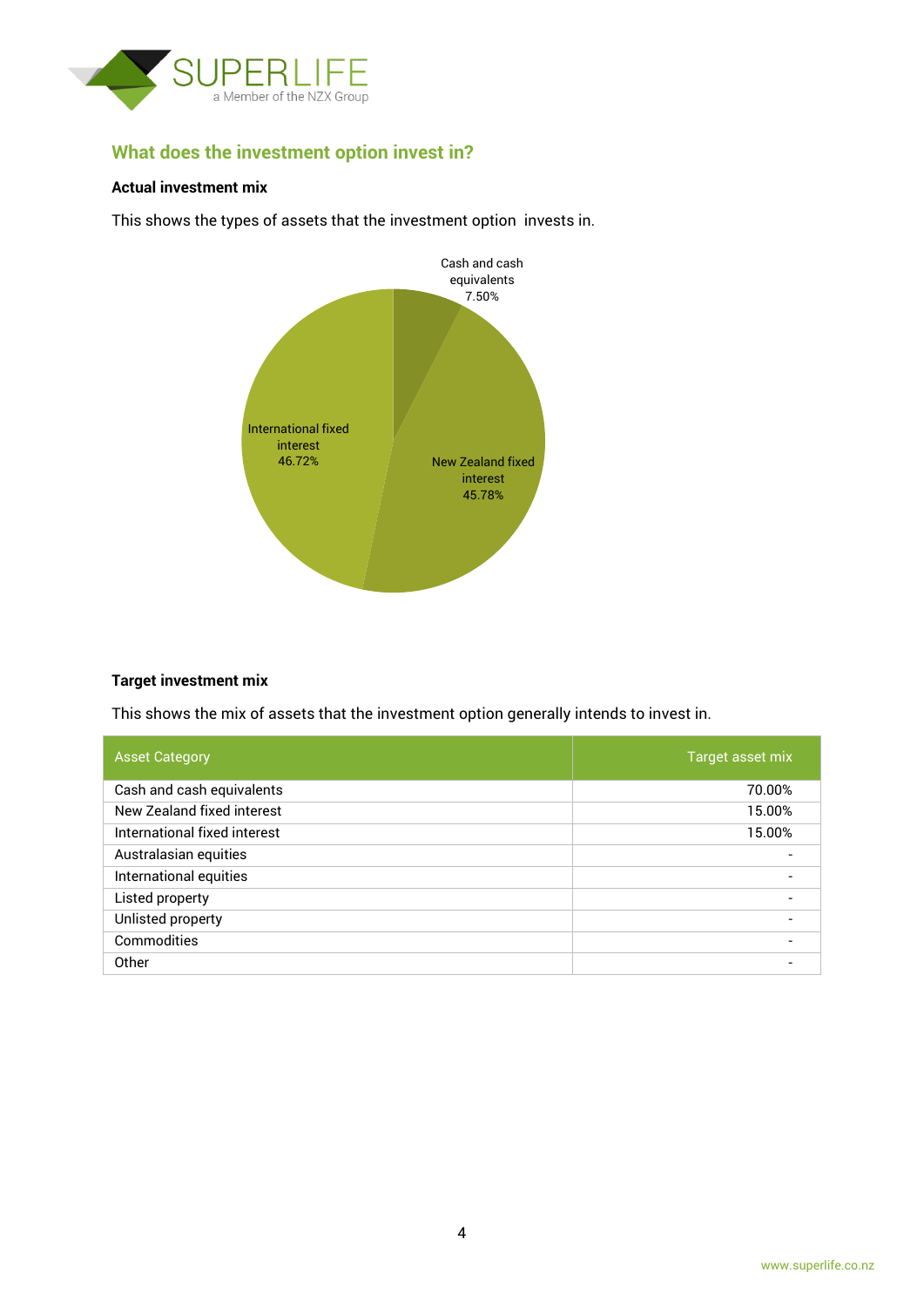## What does the investment option invest in?

**Actual investment mix**

This shows the types of assets that the investment option invests in.

Cash and cash equivalents 7.50%

International fixed interest 46.72%

New Zealand fixed interest 45.78%

**Target investment mix**

This shows the mix of assets that the investment option generally intends to invest in.

| Asset Category | Target asset mix |
|---|---:|
| Cash and cash equivalents | 70.00% |
| New Zealand fixed interest | 15.00% |
| International fixed interest | 15.00% |
| Australasian equities | - |
| International equities | - |
| Listed property | - |
| Unlisted property | - |
| Commodities | - |
| Other | - |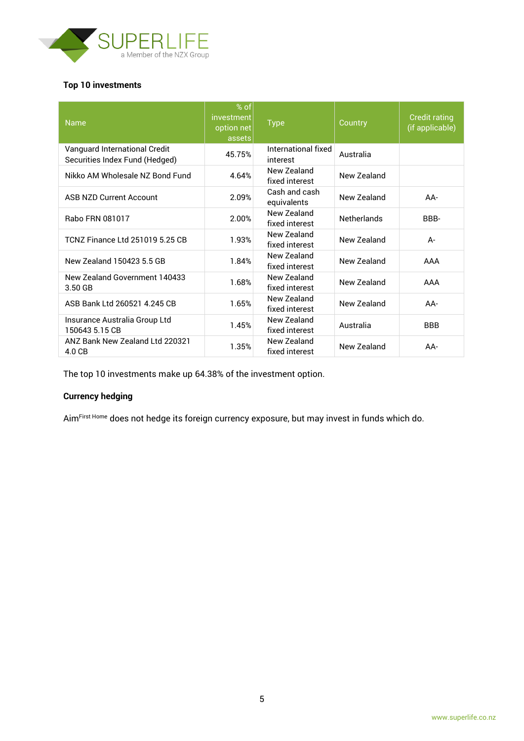### Top 10 investments

| Name | % of investment option net assets | Type | Country | Credit rating (if applicable) |
|---|---|---|---|---|
| Vanguard International Credit Securities Index Fund (Hedged) | 45.75% | International fixed interest | Australia | |
| Nikko AM Wholesale NZ Bond Fund | 4.64% | New Zealand fixed interest | New Zealand | |
| ASB NZD Current Account | 2.09% | Cash and cash equivalents | New Zealand | AA- |
| Rabo FRN 081017 | 2.00% | New Zealand fixed interest | Netherlands | BBB- |
| TCNZ Finance Ltd 251019 5.25 CB | 1.93% | New Zealand fixed interest | New Zealand | A- |
| New Zealand 150423 5.5 GB | 1.84% | New Zealand fixed interest | New Zealand | AAA |
| New Zealand Government 140433 3.50 GB | 1.68% | New Zealand fixed interest | New Zealand | AAA |
| ASB Bank Ltd 260521 4.245 CB | 1.65% | New Zealand fixed interest | New Zealand | AA- |
| Insurance Australia Group Ltd 150643 5.15 CB | 1.45% | New Zealand fixed interest | Australia | BBB |
| ANZ Bank New Zealand Ltd 220321 4.0 CB | 1.35% | New Zealand fixed interest | New Zealand | AA- |

The top 10 investments make up 64.38% of the investment option.

### Currency hedging

Aim First Home does not hedge its foreign currency exposure, but may invest in funds which do.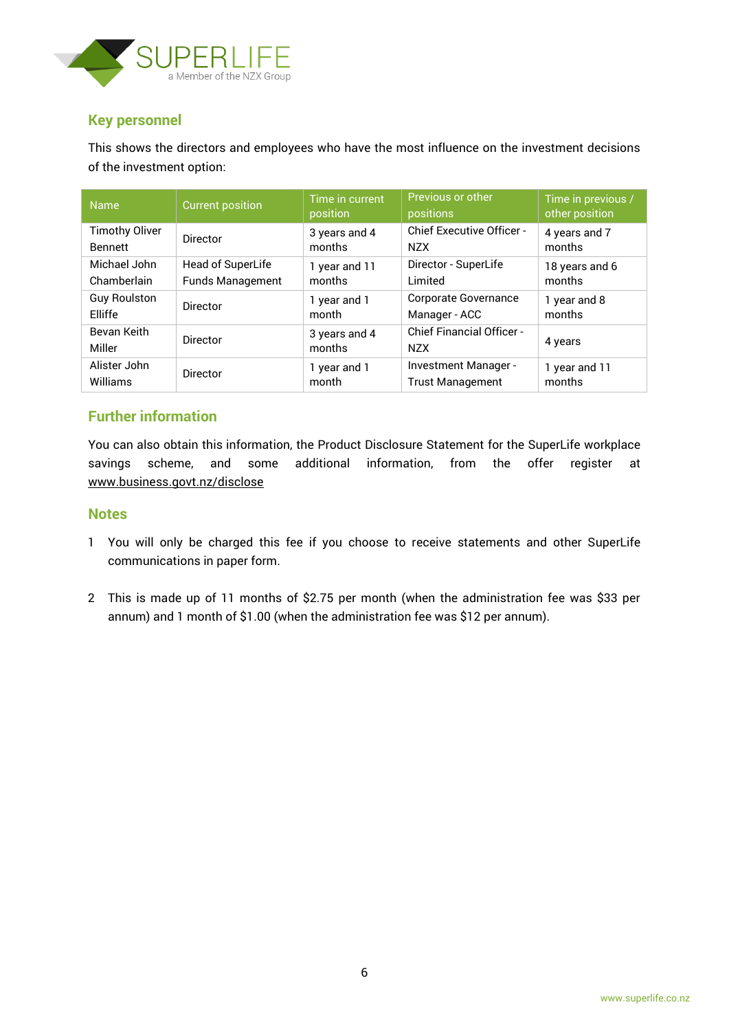## Key personnel

This shows the directors and employees who have the most influence on the investment decisions of the investment option:

| Name | Current position | Time in current position | Previous or other positions | Time in previous / other position |
| --- | --- | --- | --- | --- |
| Timothy Oliver Bennett | Director | 3 years and 4 months | Chief Executive Officer - NZX | 4 years and 7 months |
| Michael John Chamberlain | Head of SuperLife Funds Management | 1 year and 11 months | Director - SuperLife Limited | 18 years and 6 months |
| Guy Roulston Elliffe | Director | 1 year and 1 month | Corporate Governance Manager - ACC | 1 year and 8 months |
| Bevan Keith Miller | Director | 3 years and 4 months | Chief Financial Officer - NZX | 4 years |
| Alister John Williams | Director | 1 year and 1 month | Investment Manager - Trust Management | 1 year and 11 months |

## Further information

You can also obtain this information, the Product Disclosure Statement for the SuperLife workplace savings scheme, and some additional information, from the offer register at www.business.govt.nz/disclose

## Notes

1. You will only be charged this fee if you choose to receive statements and other SuperLife communications in paper form.

2. This is made up of 11 months of $2.75 per month (when the administration fee was $33 per annum) and 1 month of $1.00 (when the administration fee was $12 per annum).